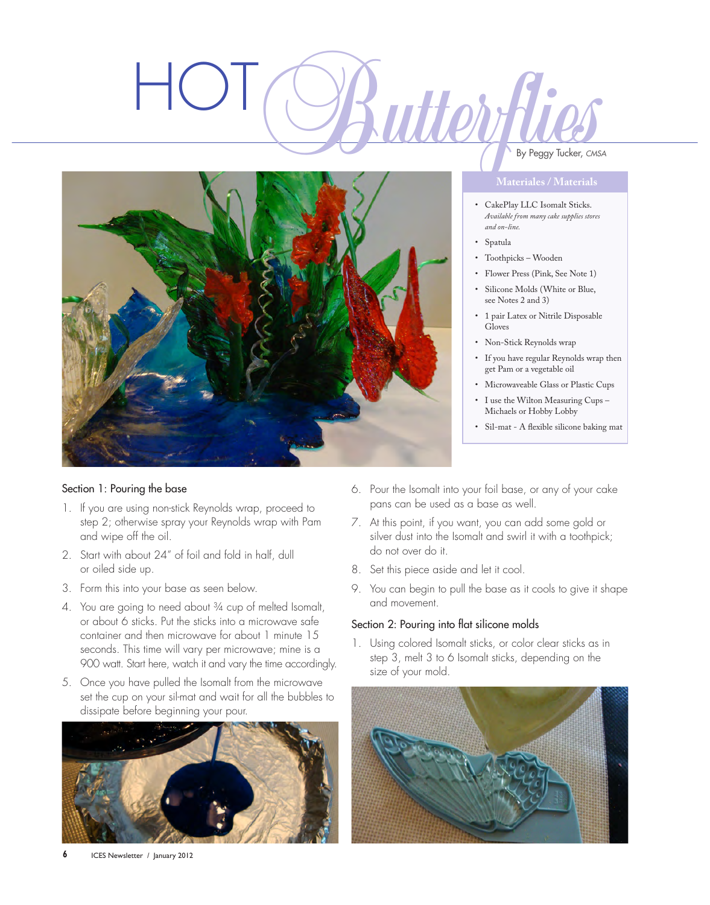# HOT *Butterflies*

By Peggy Tucker, CMSA

## Materiales / Materials

- CakePlay LLC Isomalt Sticks. *Available from many cake supplies stores and on-line.*
- Spatula
- Toothpicks – Wooden
- Flower Press (Pink, See Note 1)
- Silicone Molds (White or Blue, see Notes 2 and 3)
- 1 pair Latex or Nitrile Disposable Gloves
- Non-Stick Reynolds wrap
- If you have regular Reynolds wrap then get Pam or a vegetable oil
- Microwaveable Glass or Plastic Cups
- I use the Wilton Measuring Cups – Michaels or Hobby Lobby
- Sil-mat - A flexible silicone baking mat

### Section 1: Pouring the base

1. If you are using non-stick Reynolds wrap, proceed to step 2; otherwise spray your Reynolds wrap with Pam and wipe off the oil.
2. Start with about 24" of foil and fold in half, dull or oiled side up.
3. Form this into your base as seen below.
4. You are going to need about ¾ cup of melted Isomalt, or about 6 sticks. Put the sticks into a microwave safe container and then microwave for about 1 minute 15 seconds. This time will vary per microwave; mine is a 900 watt. Start here, watch it and vary the time accordingly.
5. Once you have pulled the Isomalt from the microwave set the cup on your sil-mat and wait for all the bubbles to dissipate before beginning your pour.
6. Pour the Isomalt into your foil base, or any of your cake pans can be used as a base as well.
7. At this point, if you want, you can add some gold or silver dust into the Isomalt and swirl it with a toothpick; do not over do it.
8. Set this piece aside and let it cool.
9. You can begin to pull the base as it cools to give it shape and movement.

### Section 2: Pouring into flat silicone molds

1. Using colored Isomalt sticks, or color clear sticks as in step 3, melt 3 to 6 Isomalt sticks, depending on the size of your mold.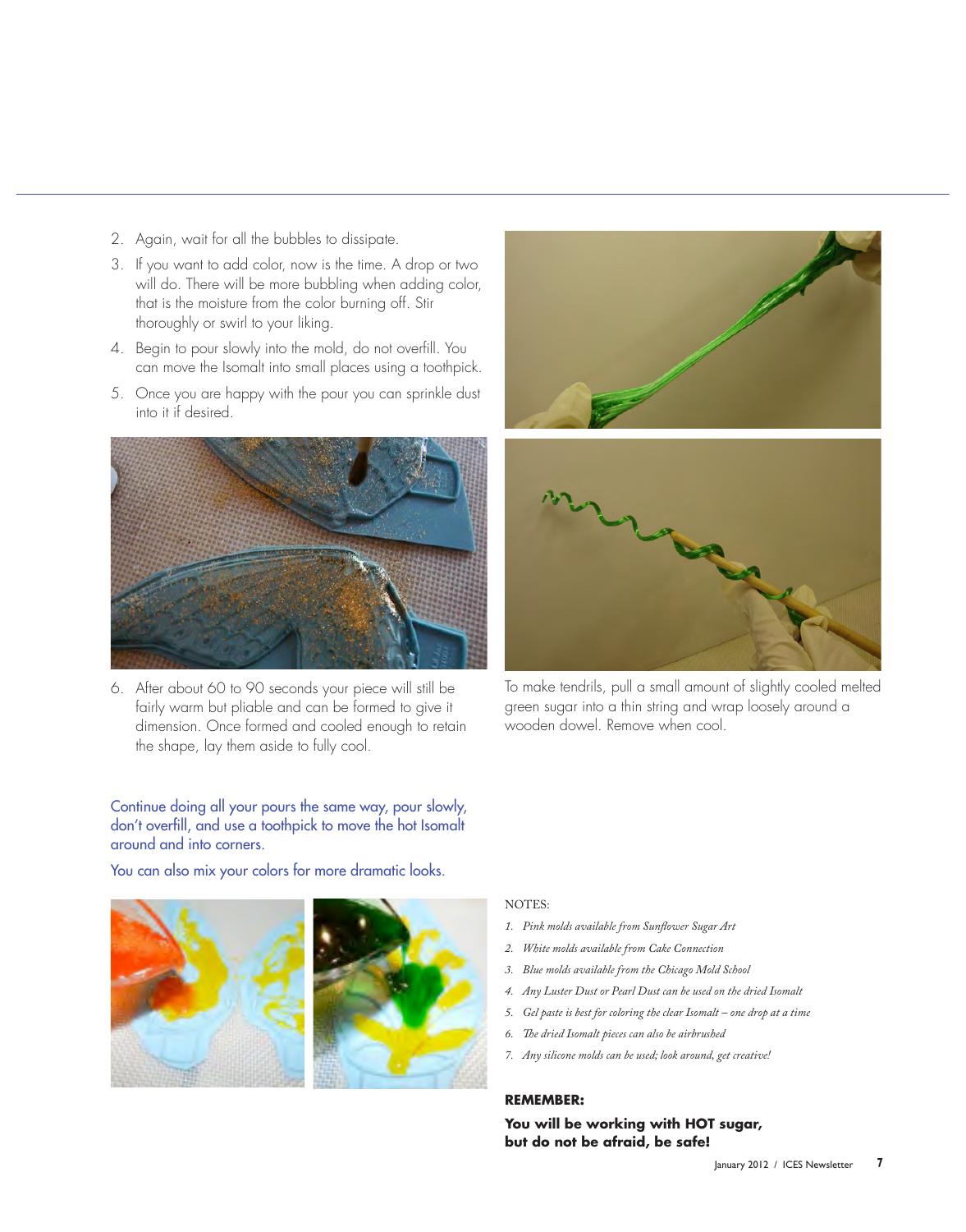2. Again, wait for all the bubbles to dissipate.
3. If you want to add color, now is the time. A drop or two will do. There will be more bubbling when adding color, that is the moisture from the color burning off. Stir thoroughly or swirl to your liking.
4. Begin to pour slowly into the mold, do not overfill. You can move the Isomalt into small places using a toothpick.
5. Once you are happy with the pour you can sprinkle dust into it if desired.
6. After about 60 to 90 seconds your piece will still be fairly warm but pliable and can be formed to give it dimension. Once formed and cooled enough to retain the shape, lay them aside to fully cool.

To make tendrils, pull a small amount of slightly cooled melted green sugar into a thin string and wrap loosely around a wooden dowel. Remove when cool.

Continue doing all your pours the same way, pour slowly, don't overfill, and use a toothpick to move the hot Isomalt around and into corners.

You can also mix your colors for more dramatic looks.

NOTES:

1. *Pink molds available from Sunflower Sugar Art*
2. *White molds available from Cake Connection*
3. *Blue molds available from the Chicago Mold School*
4. *Any Luster Dust or Pearl Dust can be used on the dried Isomalt*
5. *Gel paste is best for coloring the clear Isomalt – one drop at a time*
6. *The dried Isomalt pieces can also be airbrushed*
7. *Any silicone molds can be used; look around, get creative!*

**REMEMBER:**

**You will be working with HOT sugar, but do not be afraid, be safe!**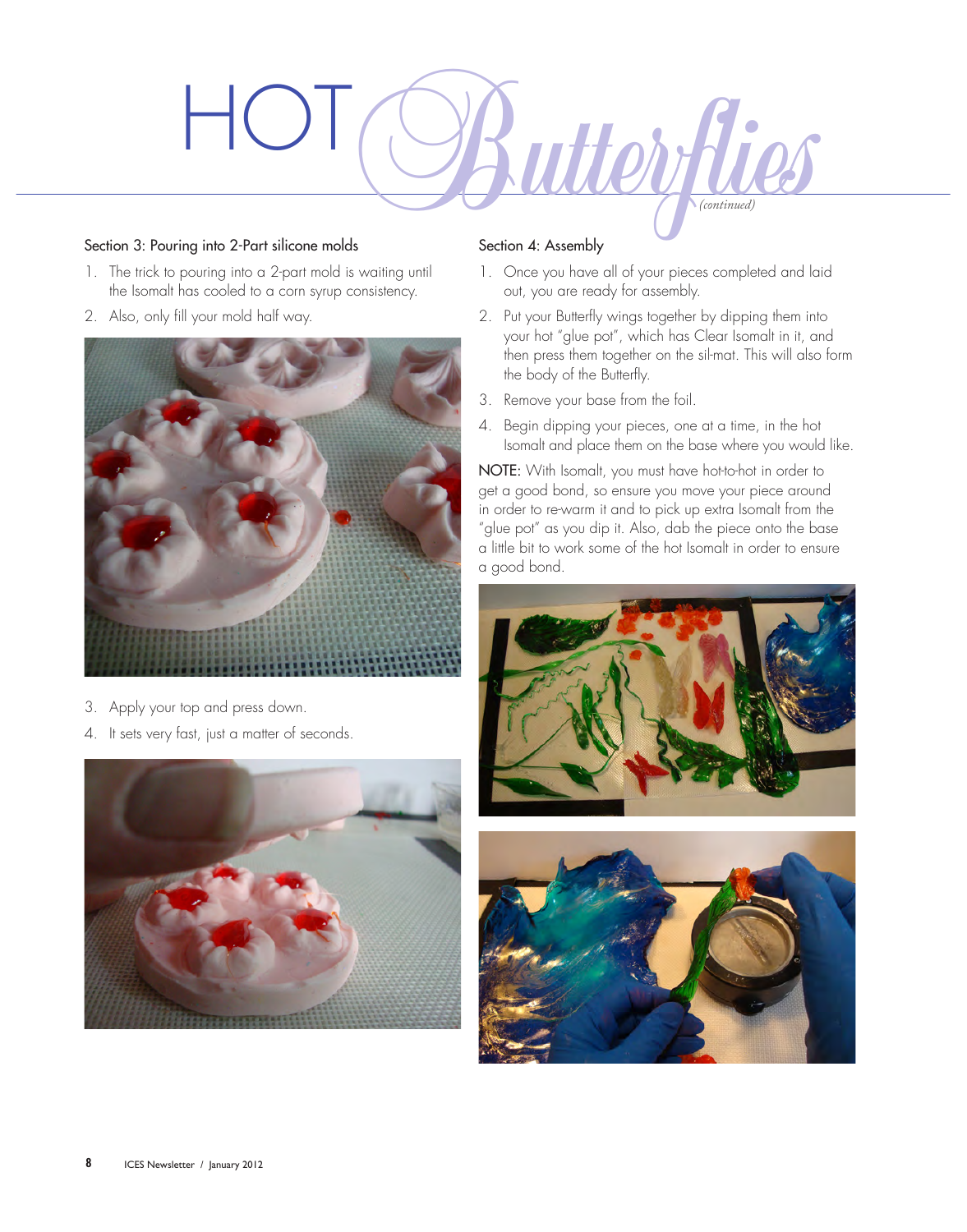# HOT *Butterflies*

*(continued)*

### Section 3: Pouring into 2-Part silicone molds

1. The trick to pouring into a 2-part mold is waiting until the Isomalt has cooled to a corn syrup consistency.
2. Also, only fill your mold half way.
3. Apply your top and press down.
4. It sets very fast, just a matter of seconds.

### Section 4: Assembly

1. Once you have all of your pieces completed and laid out, you are ready for assembly.
2. Put your Butterfly wings together by dipping them into your hot "glue pot", which has Clear Isomalt in it, and then press them together on the sil-mat. This will also form the body of the Butterfly.
3. Remove your base from the foil.
4. Begin dipping your pieces, one at a time, in the hot Isomalt and place them on the base where you would like.

**NOTE:** With Isomalt, you must have hot-to-hot in order to get a good bond, so ensure you move your piece around in order to re-warm it and to pick up extra Isomalt from the "glue pot" as you dip it. Also, dab the piece onto the base a little bit to work some of the hot Isomalt in order to ensure a good bond.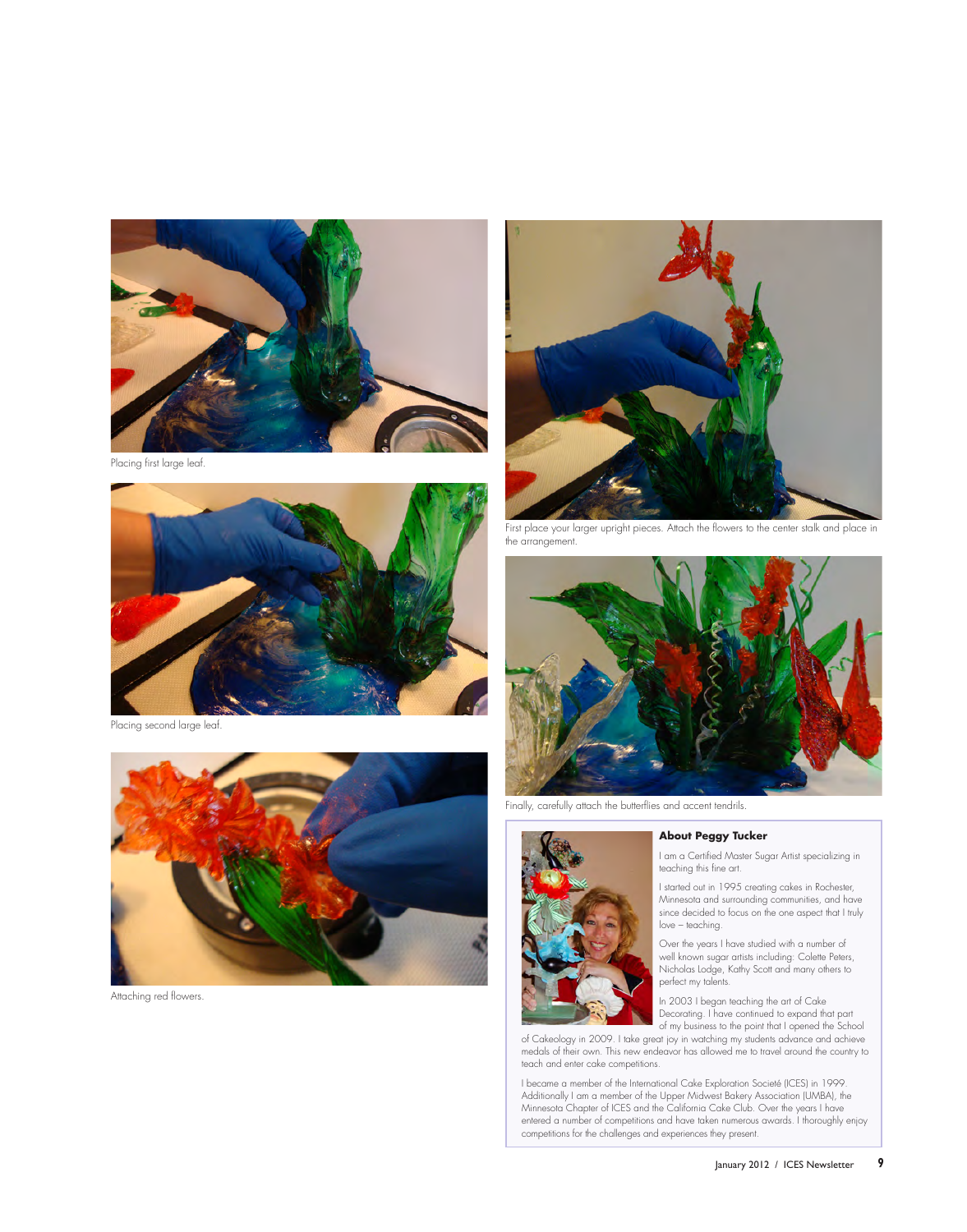Placing first large leaf.

Placing second large leaf.

Attaching red flowers.

First place your larger upright pieces. Attach the flowers to the center stalk and place in the arrangement.

Finally, carefully attach the butterflies and accent tendrils.

### About Peggy Tucker

I am a Certified Master Sugar Artist specializing in teaching this fine art.

I started out in 1995 creating cakes in Rochester, Minnesota and surrounding communities, and have since decided to focus on the one aspect that I truly love – teaching.

Over the years I have studied with a number of well known sugar artists including: Colette Peters, Nicholas Lodge, Kathy Scott and many others to perfect my talents.

In 2003 I began teaching the art of Cake Decorating. I have continued to expand that part of my business to the point that I opened the School of Cakeology in 2009. I take great joy in watching my students advance and achieve medals of their own. This new endeavor has allowed me to travel around the country to teach and enter cake competitions.

I became a member of the International Cake Exploration Societé (ICES) in 1999. Additionally I am a member of the Upper Midwest Bakery Association (UMBA), the Minnesota Chapter of ICES and the California Cake Club. Over the years I have entered a number of competitions and have taken numerous awards. I thoroughly enjoy competitions for the challenges and experiences they present.